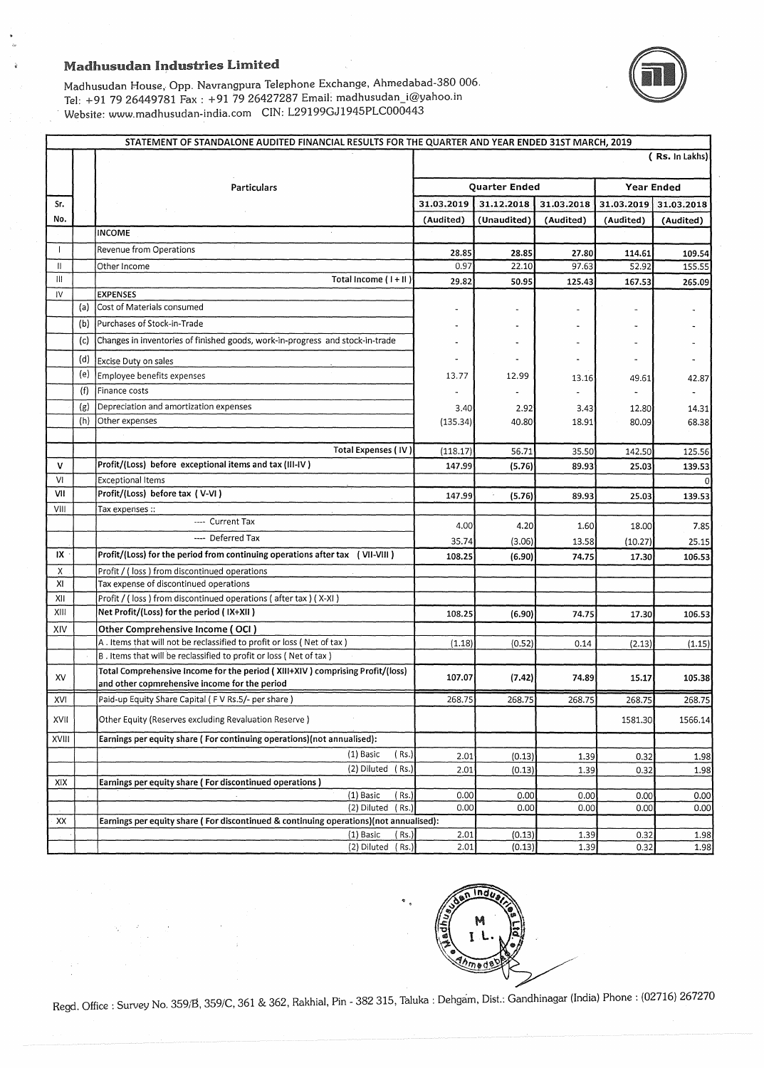# Madhusudan Industries Limited

Madhusudan House, Opp. Navrangpura Telephone Exchange, Ahmedabad-380 006.
Tel: +91 79 26449781 Fax : +91 79 26427287 Email: madhusudan_i@yahoo.in
Website: www.madhusudan-india.com CIN: L29199GJ1945PLC000443

## STATEMENT OF STANDALONE AUDITED FINANCIAL RESULTS FOR THE QUARTER AND YEAR ENDED 31ST MARCH, 2019

( Rs. In Lakhs)

| Sr. No. | | Particulars | Quarter Ended | | | Year Ended | |
|---|---|---|---|---|---|---|---|
| | | | 31.03.2019 | 31.12.2018 | 31.03.2018 | 31.03.2019 | 31.03.2018 |
| | | | (Audited) | (Unaudited) | (Audited) | (Audited) | (Audited) |
| | | **INCOME** | | | | | |
| I | | Revenue from Operations | 28.85 | 28.85 | 27.80 | 114.61 | 109.54 |
| II | | Other Income | 0.97 | 22.10 | 97.63 | 52.92 | 155.55 |
| III | | Total Income ( I + II ) | 29.82 | 50.95 | 125.43 | 167.53 | 265.09 |
| IV | | **EXPENSES** | | | | | |
| | (a) | Cost of Materials consumed | - | - | - | - | - |
| | (b) | Purchases of Stock-in-Trade | - | - | - | - | - |
| | (c) | Changes in inventories of finished goods, work-in-progress and stock-in-trade | - | - | - | - | - |
| | (d) | Excise Duty on sales | - | - | - | - | - |
| | (e) | Employee benefits expenses | 13.77 | 12.99 | 13.16 | 49.61 | 42.87 |
| | (f) | Finance costs | - | - | - | - | - |
| | (g) | Depreciation and amortization expenses | 3.40 | 2.92 | 3.43 | 12.80 | 14.31 |
| | (h) | Other expenses | (135.34) | 40.80 | 18.91 | 80.09 | 68.38 |
| | | Total Expenses ( IV ) | (118.17) | 56.71 | 35.50 | 142.50 | 125.56 |
| V | | **Profit/(Loss) before exceptional items and tax (III-IV )** | 147.99 | (5.76) | 89.93 | 25.03 | 139.53 |
| VI | | Exceptional Items | | | | | 0 |
| VII | | **Profit/(Loss) before tax ( V-VI )** | 147.99 | (5.76) | 89.93 | 25.03 | 139.53 |
| VIII | | Tax expenses :: | | | | | |
| | | ---- Current Tax | 4.00 | 4.20 | 1.60 | 18.00 | 7.85 |
| | | ---- Deferred Tax | 35.74 | (3.06) | 13.58 | (10.27) | 25.15 |
| IX | | **Profit/(Loss) for the period from continuing operations after tax ( VII-VIII )** | 108.25 | (6.90) | 74.75 | 17.30 | 106.53 |
| X | | Profit / ( loss ) from discontinued operations | | | | | |
| XI | | Tax expense of discontinued operations | | | | | |
| XII | | Profit / ( loss ) from discontinued operations ( after tax ) ( X-XI ) | | | | | |
| XIII | | **Net Profit/(Loss) for the period ( IX+XII )** | 108.25 | (6.90) | 74.75 | 17.30 | 106.53 |
| XIV | | **Other Comprehensive Income ( OCI )** | | | | | |
| | | A . Items that will not be reclassified to profit or loss ( Net of tax ) | (1.18) | (0.52) | 0.14 | (2.13) | (1.15) |
| | | B . Items that will be reclassified to profit or loss ( Net of tax ) | | | | | |
| XV | | **Total Comprehensive Income for the period ( XIII+XIV ) comprising Profit/(loss) and other copmrehensive income for the period** | 107.07 | (7.42) | 74.89 | 15.17 | 105.38 |
| XVI | | Paid-up Equity Share Capital ( F V Rs.5/- per share ) | 268.75 | 268.75 | 268.75 | 268.75 | 268.75 |
| XVII | | Other Equity (Reserves excluding Revaluation Reserve ) | | | | 1581.30 | 1566.14 |
| XVIII | | **Earnings per equity share ( For continuing operations)(not annualised):** | | | | | |
| | | (1) Basic ( Rs.) | 2.01 | (0.13) | 1.39 | 0.32 | 1.98 |
| | | (2) Diluted ( Rs.) | 2.01 | (0.13) | 1.39 | 0.32 | 1.98 |
| XIX | | **Earnings per equity share ( For discontinued operations )** | | | | | |
| | | (1) Basic ( Rs.) | 0.00 | 0.00 | 0.00 | 0.00 | 0.00 |
| | | (2) Diluted ( Rs.) | 0.00 | 0.00 | 0.00 | 0.00 | 0.00 |
| XX | | **Earnings per equity share ( For discontinued & continuing operations)(not annualised):** | | | | | |
| | | (1) Basic ( Rs.) | 2.01 | (0.13) | 1.39 | 0.32 | 1.98 |
| | | (2) Diluted ( Rs.) | 2.01 | (0.13) | 1.39 | 0.32 | 1.98 |

Regd. Office : Survey No. 359/B, 359/C, 361 & 362, Rakhial, Pin - 382 315, Taluka : Dehgam, Dist.: Gandhinagar (India) Phone : (02716) 267270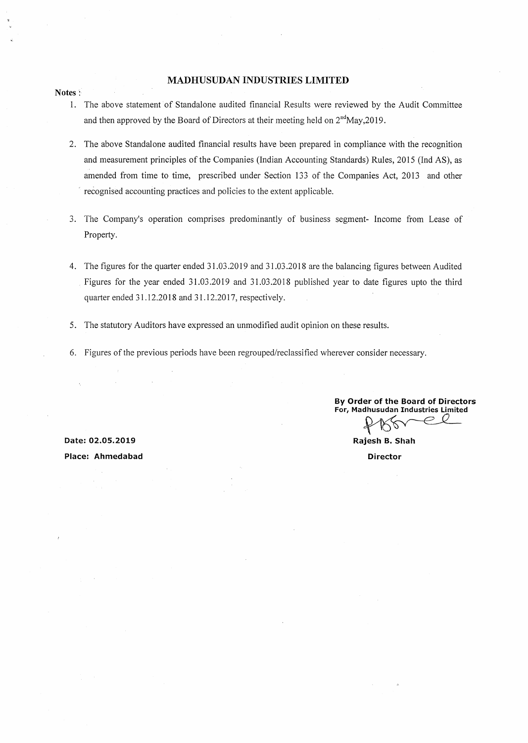# MADHUSUDAN INDUSTRIES LIMITED

**Notes :**

1. The above statement of Standalone audited financial Results were reviewed by the Audit Committee and then approved by the Board of Directors at their meeting held on 2nd May,2019.

2. The above Standalone audited financial results have been prepared in compliance with the recognition and measurement principles of the Companies (Indian Accounting Standards) Rules, 2015 (Ind AS), as amended from time to time, prescribed under Section 133 of the Companies Act, 2013 and other recognised accounting practices and policies to the extent applicable.

3. The Company's operation comprises predominantly of business segment- Income from Lease of Property.

4. The figures for the quarter ended 31.03.2019 and 31.03.2018 are the balancing figures between Audited Figures for the year ended 31.03.2019 and 31.03.2018 published year to date figures upto the third quarter ended 31.12.2018 and 31.12.2017, respectively.

5. The statutory Auditors have expressed an unmodified audit opinion on these results.

6. Figures of the previous periods have been regrouped/reclassified wherever consider necessary.

**By Order of the Board of Directors**
**For, Madhusudan Industries Limited**

**Rajesh B. Shah**
**Director**

**Date: 02.05.2019**
**Place: Ahmedabad**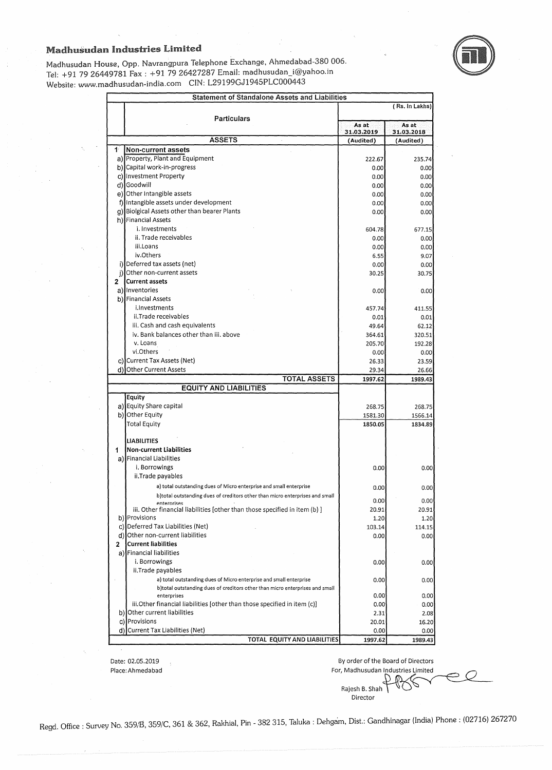# Madhusudan Industries Limited

Madhusudan House, Opp. Navrangpura Telephone Exchange, Ahmedabad-380 006.
Tel: +91 79 26449781 Fax : +91 79 26427287 Email: madhusudan_i@yahoo.in
Website: www.madhusudan-india.com CIN: L29199GJ1945PLC000443

## Statement of Standalone Assets and Liabilities

(Rs. In Lakhs)

| | Particulars | As at 31.03.2019 | As at 31.03.2018 |
|---|---|---|---|
| | **ASSETS** | (Audited) | (Audited) |
| 1 | **Non-current assets** | | |
| a) | Property, Plant and Equipment | 222.67 | 235.74 |
| b) | Capital work-in-progress | 0.00 | 0.00 |
| c) | Investment Property | 0.00 | 0.00 |
| d) | Goodwill | 0.00 | 0.00 |
| e) | Other Intangible assets | 0.00 | 0.00 |
| f) | Intangible assets under development | 0.00 | 0.00 |
| g) | Biolgical Assets other than bearer Plants | 0.00 | 0.00 |
| h) | Financial Assets | | |
| | i. Investments | 604.78 | 677.15 |
| | ii. Trade receivables | 0.00 | 0.00 |
| | iii.Loans | 0.00 | 0.00 |
| | iv.Others | 6.55 | 9.07 |
| i) | Deferred tax assets (net) | 0.00 | 0.00 |
| j) | Other non-current assets | 30.25 | 30.75 |
| 2 | **Current assets** | | |
| a) | Inventories | 0.00 | 0.00 |
| b) | Financial Assets | | |
| | i.Investments | 457.74 | 411.55 |
| | ii.Trade receivables | 0.01 | 0.01 |
| | iii. Cash and cash equivalents | 49.64 | 62.12 |
| | iv. Bank balances other than iii. above | 364.61 | 320.51 |
| | v. Loans | 205.70 | 192.28 |
| | vi.Others | 0.00 | 0.00 |
| c) | Current Tax Assets (Net) | 26.33 | 23.59 |
| d) | Other Current Assets | 29.34 | 26.66 |
| | **TOTAL ASSETS** | **1997.62** | **1989.43** |
| | **EQUITY AND LIABILITIES** | | |
| | **Equity** | | |
| a) | Equity Share capital | 268.75 | 268.75 |
| b) | Other Equity | 1581.30 | 1566.14 |
| | Total Equity | **1850.05** | **1834.89** |
| | **LIABILITIES** | | |
| 1 | **Non-current Liabilities** | | |
| a) | Financial Liabilities | | |
| | i. Borrowings | 0.00 | 0.00 |
| | ii.Trade payables | | |
| | a) total outstanding dues of Micro enterprise and small enterprise | 0.00 | 0.00 |
| | b)total outstanding dues of creditors other than micro enterprises and small enterprises | 0.00 | 0.00 |
| | iii. Other financial liabilities [other than those specified in item (b) ] | 20.91 | 20.91 |
| b) | Provisions | 1.20 | 1.20 |
| c) | Deferred Tax Liabilities (Net) | 103.14 | 114.15 |
| d) | Other non-current liabilities | 0.00 | 0.00 |
| 2 | **Current liabilities** | | |
| a) | Financial liabilities | | |
| | i. Borrowings | 0.00 | 0.00 |
| | ii.Trade payables | | |
| | a) total outstanding dues of Micro enterprise and small enterprise | 0.00 | 0.00 |
| | b)total outstanding dues of creditors other than micro enterprises and small enterprises | 0.00 | 0.00 |
| | iii.Other financial liabilities [other than those specified in item (c)] | 0.00 | 0.00 |
| b) | Other current liabilities | 2.31 | 2.08 |
| c) | Provisions | 20.01 | 16.20 |
| d) | Current Tax Liabilities (Net) | 0.00 | 0.00 |
| | **TOTAL EQUITY AND LIABILITIES** | **1997.62** | **1989.43** |

Date: 02.05.2019
Place: Ahmedabad

By order of the Board of Directors
For, Madhusudan Industries Limited

Rajesh B. Shah
Director

Regd. Office : Survey No. 359/B, 359/C, 361 & 362, Rakhial, Pin - 382 315, Taluka : Dehgam, Dist.: Gandhinagar (India) Phone : (02716) 267270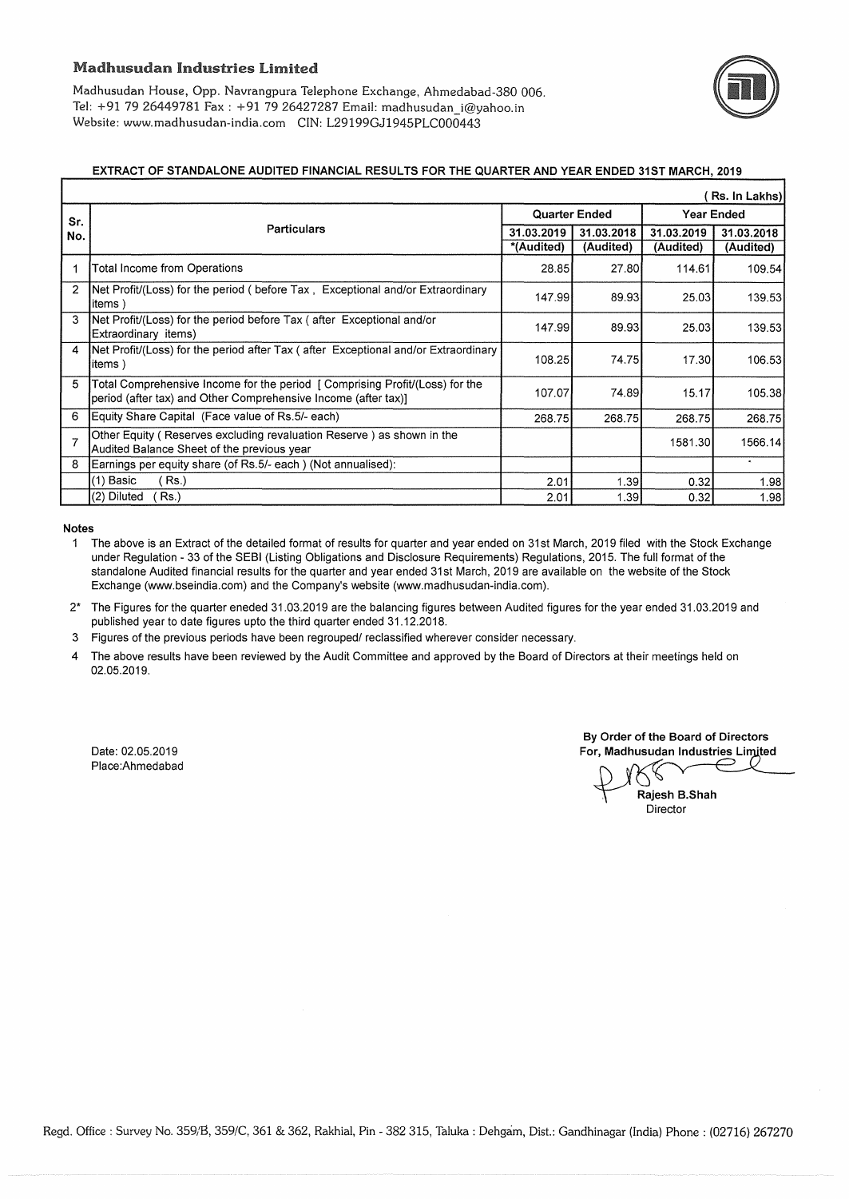# Madhusudan Industries Limited

Madhusudan House, Opp. Navrangpura Telephone Exchange, Ahmedabad-380 006.
Tel: +91 79 26449781 Fax : +91 79 26427287 Email: madhusudan_i@yahoo.in
Website: www.madhusudan-india.com CIN: L29199GJ1945PLC000443

## EXTRACT OF STANDALONE AUDITED FINANCIAL RESULTS FOR THE QUARTER AND YEAR ENDED 31ST MARCH, 2019

( Rs. In Lakhs)

| Sr. No. | Particulars | Quarter Ended | | Year Ended | |
|---|---|---|---|---|---|
| | | 31.03.2019 *(Audited) | 31.03.2018 (Audited) | 31.03.2019 (Audited) | 31.03.2018 (Audited) |
| 1 | Total Income from Operations | 28.85 | 27.80 | 114.61 | 109.54 |
| 2 | Net Profit/(Loss) for the period ( before Tax , Exceptional and/or Extraordinary items ) | 147.99 | 89.93 | 25.03 | 139.53 |
| 3 | Net Profit/(Loss) for the period before Tax ( after Exceptional and/or Extraordinary items) | 147.99 | 89.93 | 25.03 | 139.53 |
| 4 | Net Profit/(Loss) for the period after Tax ( after Exceptional and/or Extraordinary items ) | 108.25 | 74.75 | 17.30 | 106.53 |
| 5 | Total Comprehensive Income for the period [ Comprising Profit/(Loss) for the period (after tax) and Other Comprehensive Income (after tax)] | 107.07 | 74.89 | 15.17 | 105.38 |
| 6 | Equity Share Capital (Face value of Rs.5/- each) | 268.75 | 268.75 | 268.75 | 268.75 |
| 7 | Other Equity ( Reserves excluding revaluation Reserve ) as shown in the Audited Balance Sheet of the previous year | | | 1581.30 | 1566.14 |
| 8 | Earnings per equity share (of Rs.5/- each ) (Not annualised): | | | | - |
| | (1) Basic ( Rs.) | 2.01 | 1.39 | 0.32 | 1.98 |
| | (2) Diluted ( Rs.) | 2.01 | 1.39 | 0.32 | 1.98 |

**Notes**

1. The above is an Extract of the detailed format of results for quarter and year ended on 31st March, 2019 filed with the Stock Exchange under Regulation - 33 of the SEBI (Listing Obligations and Disclosure Requirements) Regulations, 2015. The full format of the standalone Audited financial results for the quarter and year ended 31st March, 2019 are available on the website of the Stock Exchange (www.bseindia.com) and the Company's website (www.madhusudan-india.com).

2* The Figures for the quarter eneded 31.03.2019 are the balancing figures between Audited figures for the year ended 31.03.2019 and published year to date figures upto the third quarter ended 31.12.2018.

3. Figures of the previous periods have been regrouped/ reclassified wherever consider necessary.

4. The above results have been reviewed by the Audit Committee and approved by the Board of Directors at their meetings held on 02.05.2019.

Date: 02.05.2019
Place:Ahmedabad

By Order of the Board of Directors
For, Madhusudan Industries Limited

Rajesh B.Shah
Director

Regd. Office : Survey No. 359/B, 359/C, 361 & 362, Rakhial, Pin - 382 315, Taluka : Dehgam, Dist.: Gandhinagar (India) Phone : (02716) 267270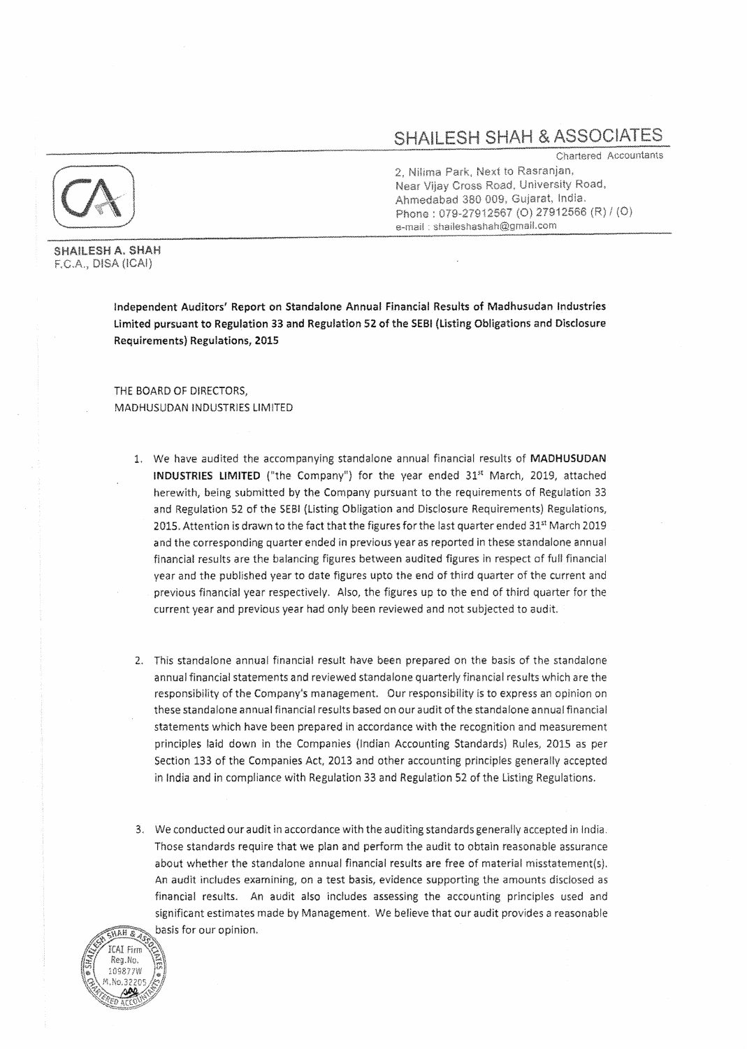# SHAILESH SHAH & ASSOCIATES

Chartered Accountants

2, Nilima Park, Next to Rasranjan,
Near Vijay Cross Road, University Road,
Ahmedabad 380 009, Gujarat, India.
Phone : 079-27912567 (O) 27912566 (R) / (O)
e-mail : shaileshashah@gmail.com

**SHAILESH A. SHAH**
F.C.A., DISA (ICAI)

**Independent Auditors' Report on Standalone Annual Financial Results of Madhusudan Industries Limited pursuant to Regulation 33 and Regulation 52 of the SEBI (Listing Obligations and Disclosure Requirements) Regulations, 2015**

THE BOARD OF DIRECTORS,
MADHUSUDAN INDUSTRIES LIMITED

1. We have audited the accompanying standalone annual financial results of **MADHUSUDAN INDUSTRIES LIMITED** ("the Company") for the year ended 31st March, 2019, attached herewith, being submitted by the Company pursuant to the requirements of Regulation 33 and Regulation 52 of the SEBI (Listing Obligation and Disclosure Requirements) Regulations, 2015. Attention is drawn to the fact that the figures for the last quarter ended 31st March 2019 and the corresponding quarter ended in previous year as reported in these standalone annual financial results are the balancing figures between audited figures in respect of full financial year and the published year to date figures upto the end of third quarter of the current and previous financial year respectively. Also, the figures up to the end of third quarter for the current year and previous year had only been reviewed and not subjected to audit.

2. This standalone annual financial result have been prepared on the basis of the standalone annual financial statements and reviewed standalone quarterly financial results which are the responsibility of the Company's management. Our responsibility is to express an opinion on these standalone annual financial results based on our audit of the standalone annual financial statements which have been prepared in accordance with the recognition and measurement principles laid down in the Companies (Indian Accounting Standards) Rules, 2015 as per Section 133 of the Companies Act, 2013 and other accounting principles generally accepted in India and in compliance with Regulation 33 and Regulation 52 of the Listing Regulations.

3. We conducted our audit in accordance with the auditing standards generally accepted in India. Those standards require that we plan and perform the audit to obtain reasonable assurance about whether the standalone annual financial results are free of material misstatement(s). An audit includes examining, on a test basis, evidence supporting the amounts disclosed as financial results. An audit also includes assessing the accounting principles used and significant estimates made by Management. We believe that our audit provides a reasonable basis for our opinion.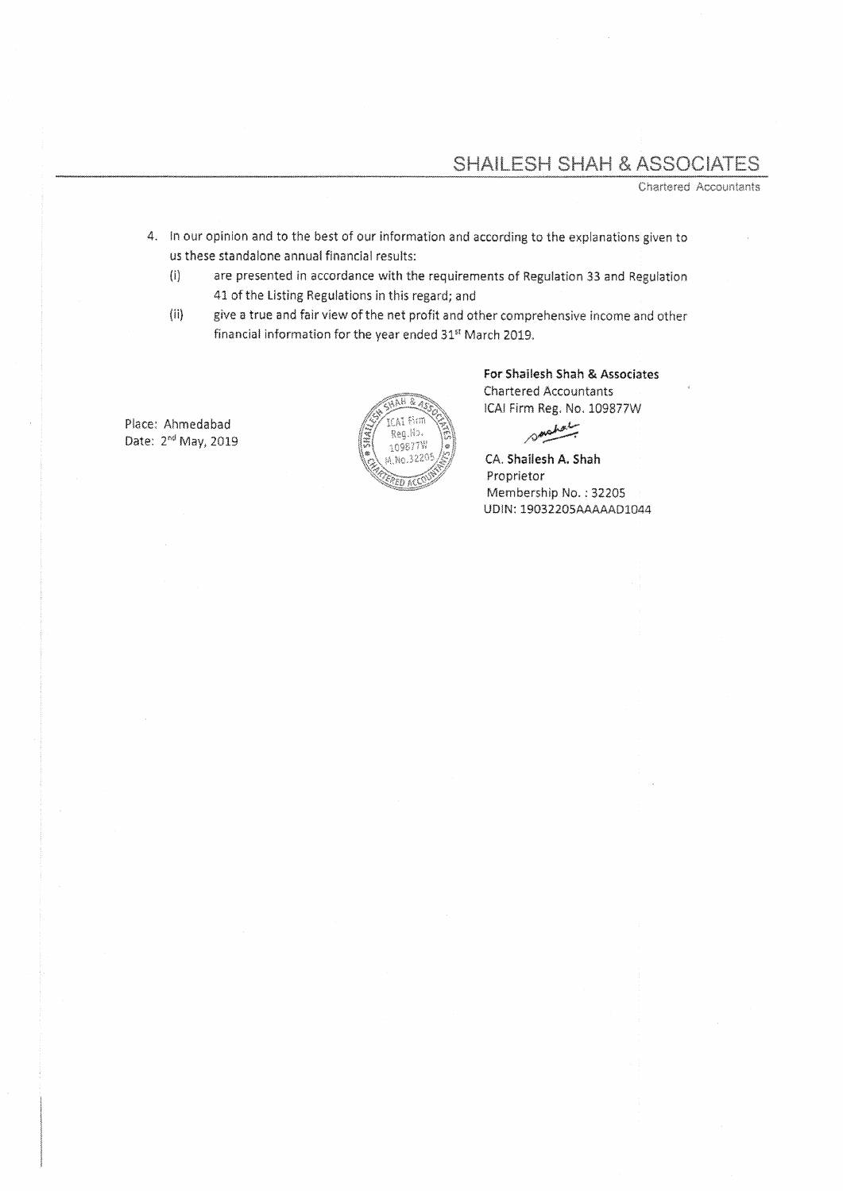SHAILESH SHAH & ASSOCIATES

Chartered Accountants

4. In our opinion and to the best of our information and according to the explanations given to us these standalone annual financial results:
   (i) are presented in accordance with the requirements of Regulation 33 and Regulation 41 of the Listing Regulations in this regard; and
   (ii) give a true and fair view of the net profit and other comprehensive income and other financial information for the year ended 31st March 2019.

Place: Ahmedabad
Date: 2nd May, 2019

**For Shailesh Shah & Associates**
Chartered Accountants
ICAI Firm Reg. No. 109877W

CA. **Shailesh A. Shah**
Proprietor
Membership No. : 32205
UDIN: 19032205AAAAAD1044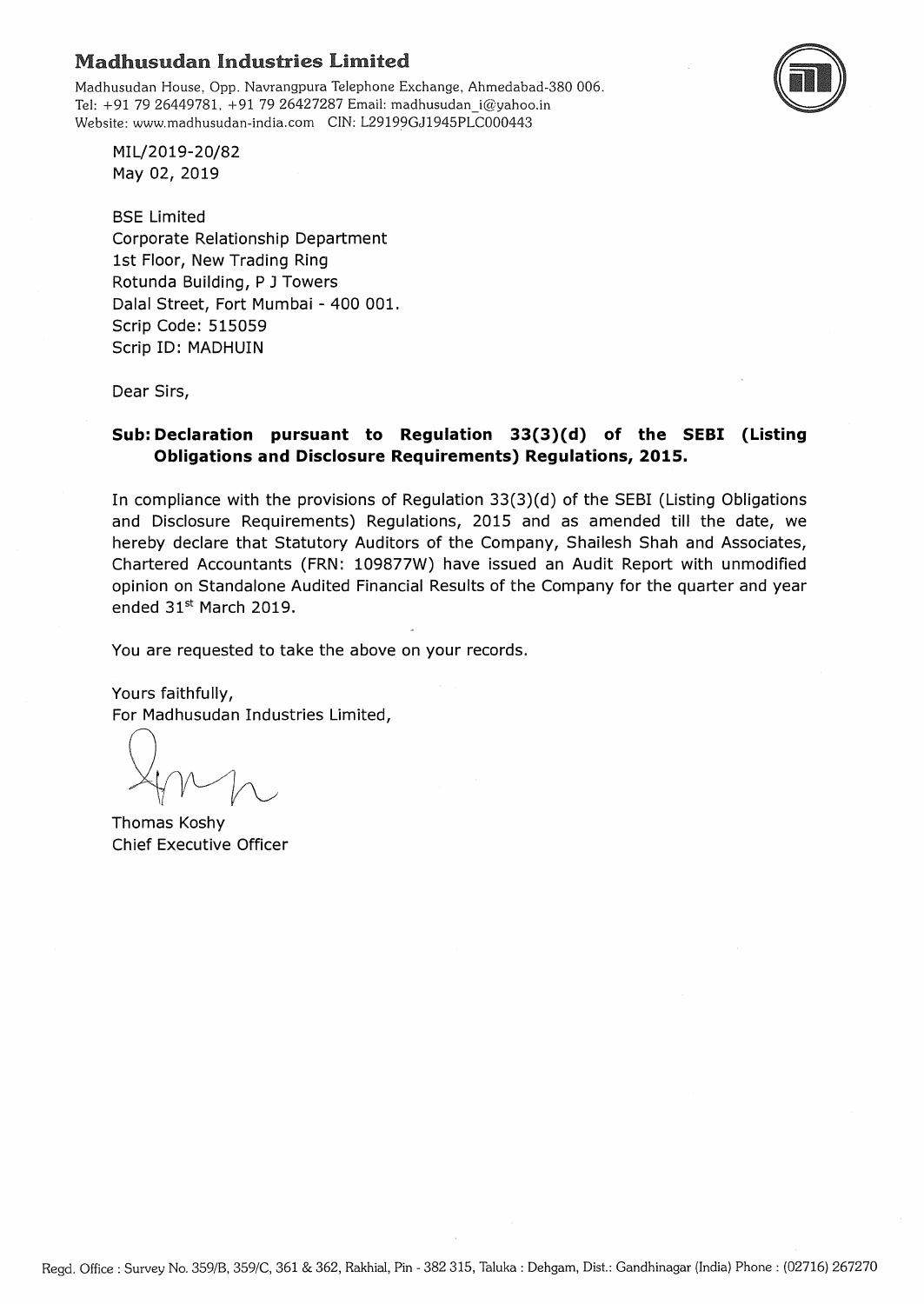# Madhusudan Industries Limited

Madhusudan House, Opp. Navrangpura Telephone Exchange, Ahmedabad-380 006.
Tel: +91 79 26449781, +91 79 26427287 Email: madhusudan_i@yahoo.in
Website: www.madhusudan-india.com CIN: L29199GJ1945PLC000443

MIL/2019-20/82
May 02, 2019

BSE Limited
Corporate Relationship Department
1st Floor, New Trading Ring
Rotunda Building, P J Towers
Dalal Street, Fort Mumbai - 400 001.
Scrip Code: 515059
Scrip ID: MADHUIN

Dear Sirs,

**Sub: Declaration pursuant to Regulation 33(3)(d) of the SEBI (Listing Obligations and Disclosure Requirements) Regulations, 2015.**

In compliance with the provisions of Regulation 33(3)(d) of the SEBI (Listing Obligations and Disclosure Requirements) Regulations, 2015 and as amended till the date, we hereby declare that Statutory Auditors of the Company, Shailesh Shah and Associates, Chartered Accountants (FRN: 109877W) have issued an Audit Report with unmodified opinion on Standalone Audited Financial Results of the Company for the quarter and year ended 31st March 2019.

You are requested to take the above on your records.

Yours faithfully,
For Madhusudan Industries Limited,

Thomas Koshy
Chief Executive Officer

Regd. Office : Survey No. 359/B, 359/C, 361 & 362, Rakhial, Pin - 382 315, Taluka : Dehgam, Dist.: Gandhinagar (India) Phone : (02716) 267270